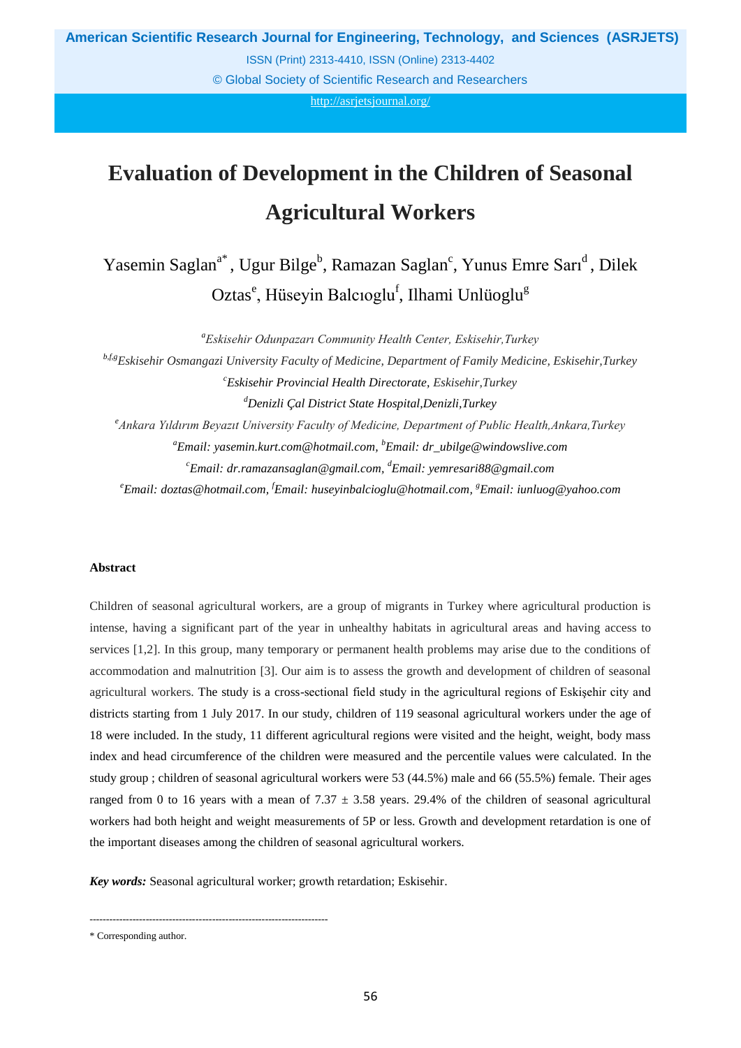# Evaluation of Development in the Children of Seasonal Agricultural Workers

Yasemin Saglan[a*], Ugur Bilge[b], Ramazan Saglan[c], Yunus Emre Sarı[d], Dilek Oztas[e], Hüseyin Balcıoglu[f], Ilhami Unlüoglu[g]

[a]*Eskisehir Odunpazarı Community Health Center, Eskisehir,Turkey*

[b,f,g]*Eskisehir Osmangazi University Faculty of Medicine, Department of Family Medicine, Eskisehir,Turkey*

[c]*Eskisehir Provincial Health Directorate, Eskisehir,Turkey*

[d]*Denizli Çal District State Hospital,Denizli,Turkey*

[e]*Ankara Yıldırım Beyazıt University Faculty of Medicine, Department of Public Health,Ankara,Turkey*

[a]*Email: yasemin.kurt.com@hotmail.com*, [b]*Email: dr_ubilge@windowslive.com*

[c]*Email: dr.ramazansaglan@gmail.com*, [d]*Email: yemresari88@gmail.com*

[e]*Email: doztas@hotmail.com*, [f]*Email: huseyinbalcioglu@hotmail.com*, [g]*Email: iunluog@yahoo.com*

## Abstract

Children of seasonal agricultural workers, are a group of migrants in Turkey where agricultural production is intense, having a significant part of the year in unhealthy habitats in agricultural areas and having access to services [1,2]. In this group, many temporary or permanent health problems may arise due to the conditions of accommodation and malnutrition [3]. Our aim is to assess the growth and development of children of seasonal agricultural workers. The study is a cross-sectional field study in the agricultural regions of Eskişehir city and districts starting from 1 July 2017. In our study, children of 119 seasonal agricultural workers under the age of 18 were included. In the study, 11 different agricultural regions were visited and the height, weight, body mass index and head circumference of the children were measured and the percentile values were calculated. In the study group ; children of seasonal agricultural workers were 53 (44.5%) male and 66 (55.5%) female. Their ages ranged from 0 to 16 years with a mean of 7.37 ± 3.58 years. 29.4% of the children of seasonal agricultural workers had both height and weight measurements of 5P or less. Growth and development retardation is one of the important diseases among the children of seasonal agricultural workers.

***Key words:*** Seasonal agricultural worker; growth retardation; Eskisehir.

---

\* Corresponding author.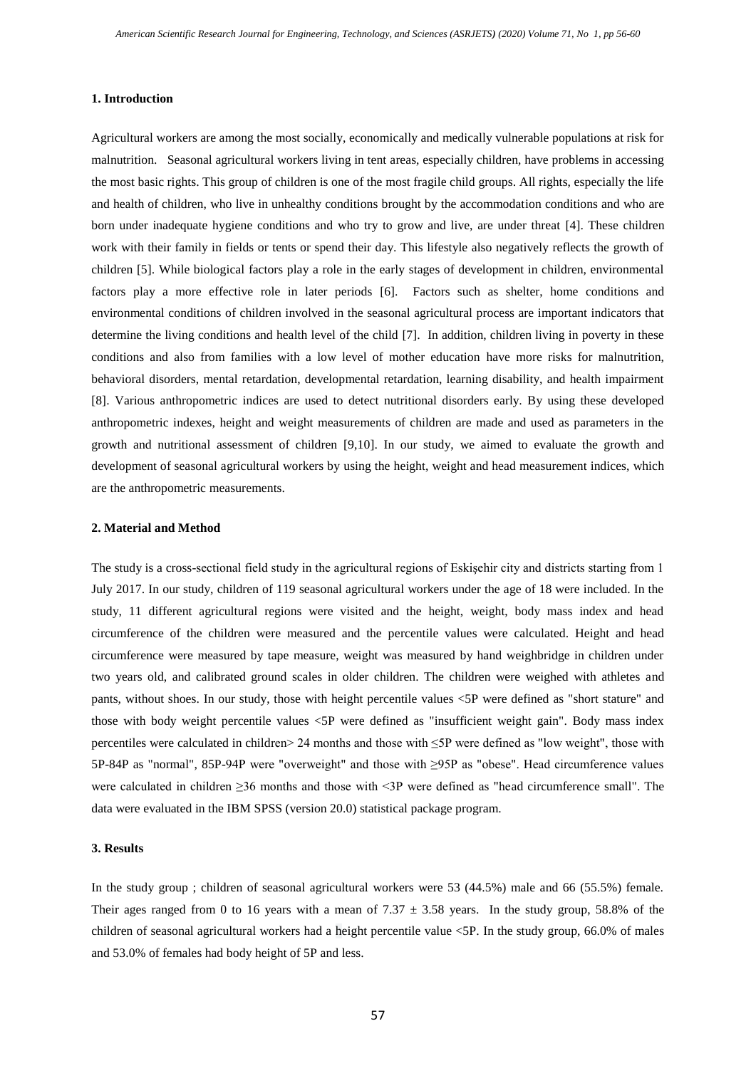## 1. Introduction

Agricultural workers are among the most socially, economically and medically vulnerable populations at risk for malnutrition. Seasonal agricultural workers living in tent areas, especially children, have problems in accessing the most basic rights. This group of children is one of the most fragile child groups. All rights, especially the life and health of children, who live in unhealthy conditions brought by the accommodation conditions and who are born under inadequate hygiene conditions and who try to grow and live, are under threat [4]. These children work with their family in fields or tents or spend their day. This lifestyle also negatively reflects the growth of children [5]. While biological factors play a role in the early stages of development in children, environmental factors play a more effective role in later periods [6]. Factors such as shelter, home conditions and environmental conditions of children involved in the seasonal agricultural process are important indicators that determine the living conditions and health level of the child [7]. In addition, children living in poverty in these conditions and also from families with a low level of mother education have more risks for malnutrition, behavioral disorders, mental retardation, developmental retardation, learning disability, and health impairment [8]. Various anthropometric indices are used to detect nutritional disorders early. By using these developed anthropometric indexes, height and weight measurements of children are made and used as parameters in the growth and nutritional assessment of children [9,10]. In our study, we aimed to evaluate the growth and development of seasonal agricultural workers by using the height, weight and head measurement indices, which are the anthropometric measurements.

## 2. Material and Method

The study is a cross-sectional field study in the agricultural regions of Eskişehir city and districts starting from 1 July 2017. In our study, children of 119 seasonal agricultural workers under the age of 18 were included. In the study, 11 different agricultural regions were visited and the height, weight, body mass index and head circumference of the children were measured and the percentile values were calculated. Height and head circumference were measured by tape measure, weight was measured by hand weighbridge in children under two years old, and calibrated ground scales in older children. The children were weighed with athletes and pants, without shoes. In our study, those with height percentile values <5P were defined as "short stature" and those with body weight percentile values <5P were defined as "insufficient weight gain". Body mass index percentiles were calculated in children> 24 months and those with ≤5P were defined as "low weight", those with 5P-84P as "normal", 85P-94P were "overweight" and those with ≥95P as "obese". Head circumference values were calculated in children ≥36 months and those with <3P were defined as "head circumference small". The data were evaluated in the IBM SPSS (version 20.0) statistical package program.

## 3. Results

In the study group ; children of seasonal agricultural workers were 53 (44.5%) male and 66 (55.5%) female. Their ages ranged from 0 to 16 years with a mean of 7.37 ± 3.58 years. In the study group, 58.8% of the children of seasonal agricultural workers had a height percentile value <5P. In the study group, 66.0% of males and 53.0% of females had body height of 5P and less.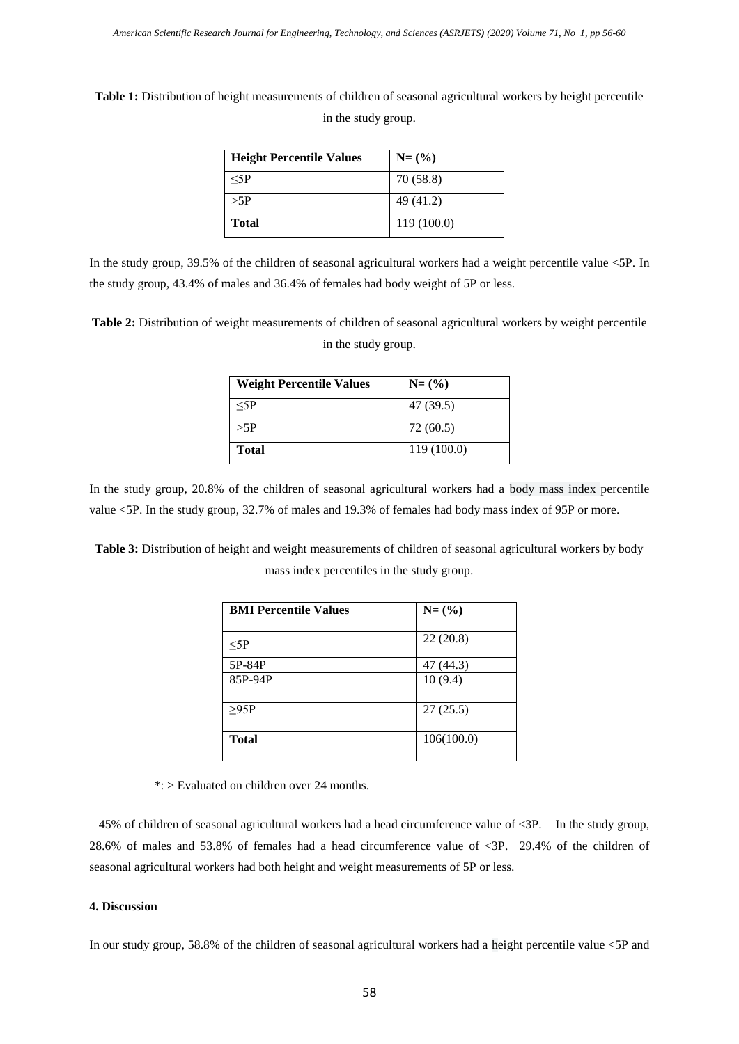**Table 1:** Distribution of height measurements of children of seasonal agricultural workers by height percentile in the study group.

| Height Percentile Values | N= (%) |
|---|---|
| ≤5P | 70 (58.8) |
| >5P | 49 (41.2) |
| **Total** | 119 (100.0) |

In the study group, 39.5% of the children of seasonal agricultural workers had a weight percentile value <5P. In the study group, 43.4% of males and 36.4% of females had body weight of 5P or less.

**Table 2:** Distribution of weight measurements of children of seasonal agricultural workers by weight percentile in the study group.

| Weight Percentile Values | N= (%) |
|---|---|
| ≤5P | 47 (39.5) |
| >5P | 72 (60.5) |
| **Total** | 119 (100.0) |

In the study group, 20.8% of the children of seasonal agricultural workers had a body mass index percentile value <5P. In the study group, 32.7% of males and 19.3% of females had body mass index of 95P or more.

**Table 3:** Distribution of height and weight measurements of children of seasonal agricultural workers by body mass index percentiles in the study group.

| BMI Percentile Values | N= (%) |
|---|---|
| ≤5P | 22 (20.8) |
| 5P-84P | 47 (44.3) |
| 85P-94P | 10 (9.4) |
| ≥95P | 27 (25.5) |
| **Total** | 106(100.0) |

*: > Evaluated on children over 24 months.

45% of children of seasonal agricultural workers had a head circumference value of <3P. In the study group, 28.6% of males and 53.8% of females had a head circumference value of <3P. 29.4% of the children of seasonal agricultural workers had both height and weight measurements of 5P or less.

#### 4. Discussion

In our study group, 58.8% of the children of seasonal agricultural workers had a height percentile value <5P and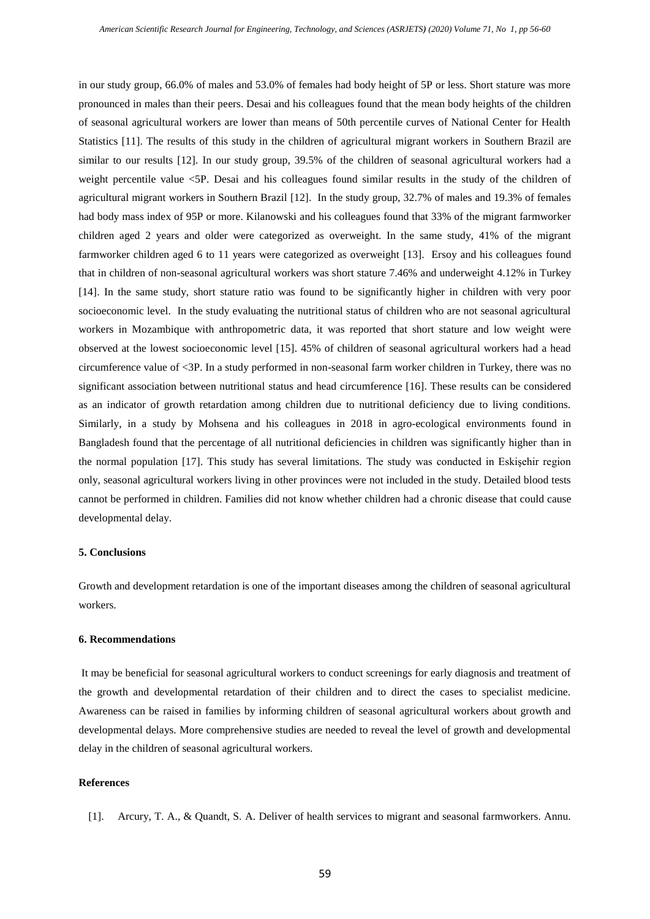in our study group, 66.0% of males and 53.0% of females had body height of 5P or less. Short stature was more pronounced in males than their peers. Desai and his colleagues found that the mean body heights of the children of seasonal agricultural workers are lower than means of 50th percentile curves of National Center for Health Statistics [11]. The results of this study in the children of agricultural migrant workers in Southern Brazil are similar to our results [12]. In our study group, 39.5% of the children of seasonal agricultural workers had a weight percentile value <5P. Desai and his colleagues found similar results in the study of the children of agricultural migrant workers in Southern Brazil [12]. In the study group, 32.7% of males and 19.3% of females had body mass index of 95P or more. Kilanowski and his colleagues found that 33% of the migrant farmworker children aged 2 years and older were categorized as overweight. In the same study, 41% of the migrant farmworker children aged 6 to 11 years were categorized as overweight [13]. Ersoy and his colleagues found that in children of non-seasonal agricultural workers was short stature 7.46% and underweight 4.12% in Turkey [14]. In the same study, short stature ratio was found to be significantly higher in children with very poor socioeconomic level. In the study evaluating the nutritional status of children who are not seasonal agricultural workers in Mozambique with anthropometric data, it was reported that short stature and low weight were observed at the lowest socioeconomic level [15]. 45% of children of seasonal agricultural workers had a head circumference value of <3P. In a study performed in non-seasonal farm worker children in Turkey, there was no significant association between nutritional status and head circumference [16]. These results can be considered as an indicator of growth retardation among children due to nutritional deficiency due to living conditions. Similarly, in a study by Mohsena and his colleagues in 2018 in agro-ecological environments found in Bangladesh found that the percentage of all nutritional deficiencies in children was significantly higher than in the normal population [17]. This study has several limitations. The study was conducted in Eskişehir region only, seasonal agricultural workers living in other provinces were not included in the study. Detailed blood tests cannot be performed in children. Families did not know whether children had a chronic disease that could cause developmental delay.

## 5. Conclusions

Growth and development retardation is one of the important diseases among the children of seasonal agricultural workers.

## 6. Recommendations

It may be beneficial for seasonal agricultural workers to conduct screenings for early diagnosis and treatment of the growth and developmental retardation of their children and to direct the cases to specialist medicine. Awareness can be raised in families by informing children of seasonal agricultural workers about growth and developmental delays. More comprehensive studies are needed to reveal the level of growth and developmental delay in the children of seasonal agricultural workers.

## References

[1]. Arcury, T. A., & Quandt, S. A. Deliver of health services to migrant and seasonal farmworkers. Annu.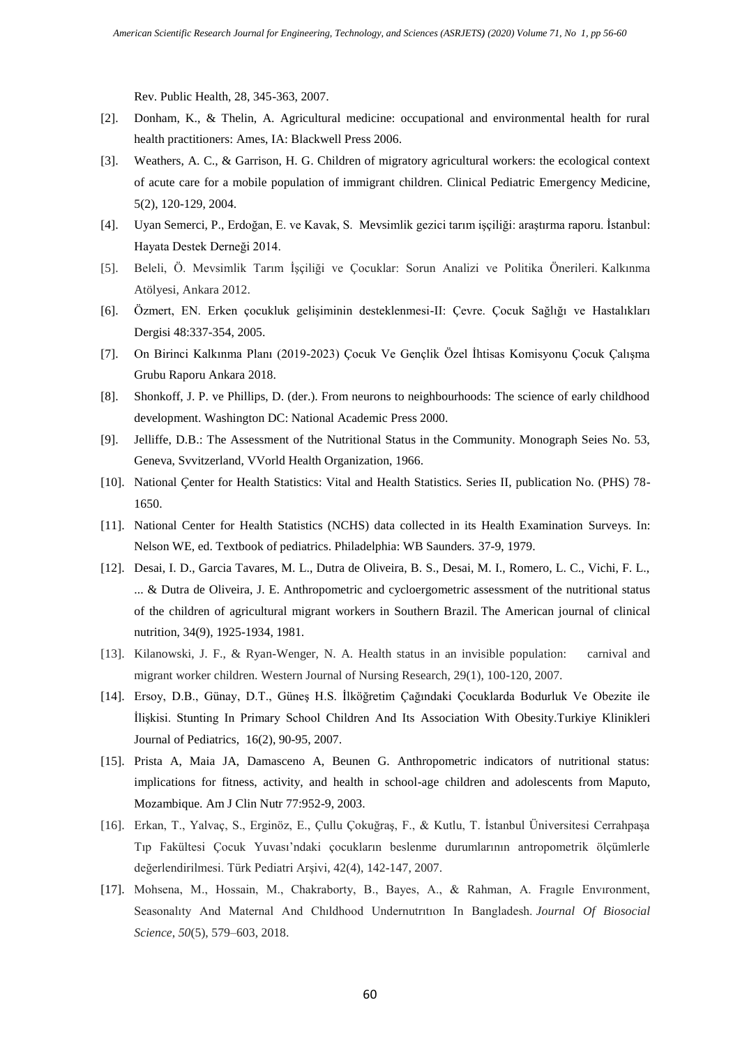Rev. Public Health, 28, 345-363, 2007.

[2]. Donham, K., & Thelin, A. Agricultural medicine: occupational and environmental health for rural health practitioners: Ames, IA: Blackwell Press 2006.

[3]. Weathers, A. C., & Garrison, H. G. Children of migratory agricultural workers: the ecological context of acute care for a mobile population of immigrant children. Clinical Pediatric Emergency Medicine, 5(2), 120-129, 2004.

[4]. Uyan Semerci, P., Erdoğan, E. ve Kavak, S. Mevsimlik gezici tarım işçiliği: araştırma raporu. İstanbul: Hayata Destek Derneği 2014.

[5]. Beleli, Ö. Mevsimlik Tarım İşçiliği ve Çocuklar: Sorun Analizi ve Politika Önerileri. Kalkınma Atölyesi, Ankara 2012.

[6]. Özmert, EN. Erken çocukluk gelişiminin desteklenmesi-II: Çevre. Çocuk Sağlığı ve Hastalıkları Dergisi 48:337-354, 2005.

[7]. On Birinci Kalkınma Planı (2019-2023) Çocuk Ve Gençlik Özel İhtisas Komisyonu Çocuk Çalışma Grubu Raporu Ankara 2018.

[8]. Shonkoff, J. P. ve Phillips, D. (der.). From neurons to neighbourhoods: The science of early childhood development. Washington DC: National Academic Press 2000.

[9]. Jelliffe, D.B.: The Assessment of the Nutritional Status in the Community. Monograph Seies No. 53, Geneva, Svvitzerland, VVorld Health Organization, 1966.

[10]. National Çenter for Health Statistics: Vital and Health Statistics. Series II, publication No. (PHS) 78-1650.

[11]. National Center for Health Statistics (NCHS) data collected in its Health Examination Surveys. In: Nelson WE, ed. Textbook of pediatrics. Philadelphia: WB Saunders. 37-9, 1979.

[12]. Desai, I. D., Garcia Tavares, M. L., Dutra de Oliveira, B. S., Desai, M. I., Romero, L. C., Vichi, F. L., ... & Dutra de Oliveira, J. E. Anthropometric and cycloergometric assessment of the nutritional status of the children of agricultural migrant workers in Southern Brazil. The American journal of clinical nutrition, 34(9), 1925-1934, 1981.

[13]. Kilanowski, J. F., & Ryan-Wenger, N. A. Health status in an invisible population: carnival and migrant worker children. Western Journal of Nursing Research, 29(1), 100-120, 2007.

[14]. Ersoy, D.B., Günay, D.T., Güneş H.S. İlköğretim Çağındaki Çocuklarda Bodurluk Ve Obezite ile İlişkisi. Stunting In Primary School Children And Its Association With Obesity.Turkiye Klinikleri Journal of Pediatrics, 16(2), 90-95, 2007.

[15]. Prista A, Maia JA, Damasceno A, Beunen G. Anthropometric indicators of nutritional status: implications for fitness, activity, and health in school-age children and adolescents from Maputo, Mozambique. Am J Clin Nutr 77:952-9, 2003.

[16]. Erkan, T., Yalvaç, S., Erginöz, E., Çullu Çokuğraş, F., & Kutlu, T. İstanbul Üniversitesi Cerrahpaşa Tıp Fakültesi Çocuk Yuvası'ndaki çocukların beslenme durumlarının antropometrik ölçümlerle değerlendirilmesi. Türk Pediatri Arşivi, 42(4), 142-147, 2007.

[17]. Mohsena, M., Hossain, M., Chakraborty, B., Bayes, A., & Rahman, A. Fragıle Envıronment, Seasonalıty And Maternal And Chıldhood Undernutrıtıon In Bangladesh. *Journal Of Biosocial Science*, *50*(5), 579–603, 2018.